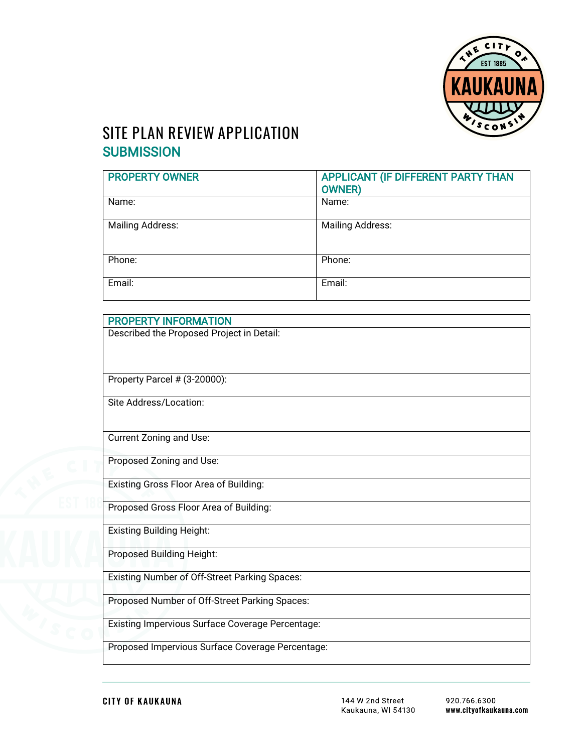# SITE PLAN REVIEW APPLICATION

## SUBMISSION

| PROPERTY OWNER | APPLICANT (IF DIFFERENT PARTY THAN OWNER) |
|---|---|
| Name: | Name: |
| Mailing Address: | Mailing Address: |
| Phone: | Phone: |
| Email: | Email: |

| PROPERTY INFORMATION |
|---|
| Described the Proposed Project in Detail: |
| Property Parcel # (3-20000): |
| Site Address/Location: |
| Current Zoning and Use: |
| Proposed Zoning and Use: |
| Existing Gross Floor Area of Building: |
| Proposed Gross Floor Area of Building: |
| Existing Building Height: |
| Proposed Building Height: |
| Existing Number of Off-Street Parking Spaces: |
| Proposed Number of Off-Street Parking Spaces: |
| Existing Impervious Surface Coverage Percentage: |
| Proposed Impervious Surface Coverage Percentage: |

CITY OF KAUKAUNA

144 W 2nd Street
Kaukauna, WI 54130

920.766.6300
www.cityofkaukauna.com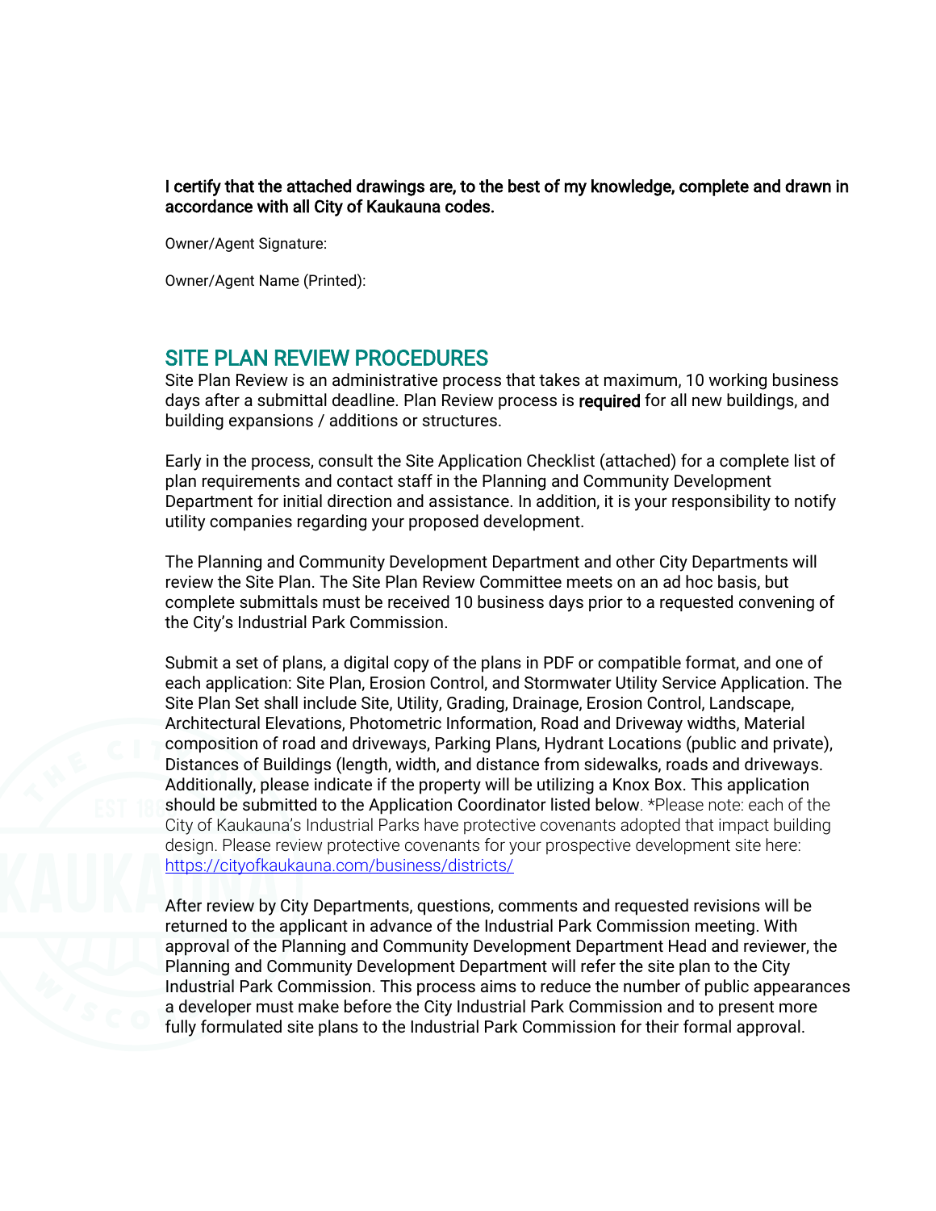**I certify that the attached drawings are, to the best of my knowledge, complete and drawn in accordance with all City of Kaukauna codes.**

Owner/Agent Signature:

Owner/Agent Name (Printed):

## SITE PLAN REVIEW PROCEDURES

Site Plan Review is an administrative process that takes at maximum, 10 working business days after a submittal deadline. Plan Review process is **required** for all new buildings, and building expansions / additions or structures.

Early in the process, consult the Site Application Checklist (attached) for a complete list of plan requirements and contact staff in the Planning and Community Development Department for initial direction and assistance. In addition, it is your responsibility to notify utility companies regarding your proposed development.

The Planning and Community Development Department and other City Departments will review the Site Plan. The Site Plan Review Committee meets on an ad hoc basis, but complete submittals must be received 10 business days prior to a requested convening of the City's Industrial Park Commission.

Submit a set of plans, a digital copy of the plans in PDF or compatible format, and one of each application: Site Plan, Erosion Control, and Stormwater Utility Service Application. The Site Plan Set shall include Site, Utility, Grading, Drainage, Erosion Control, Landscape, Architectural Elevations, Photometric Information, Road and Driveway widths, Material composition of road and driveways, Parking Plans, Hydrant Locations (public and private), Distances of Buildings (length, width, and distance from sidewalks, roads and driveways. Additionally, please indicate if the property will be utilizing a Knox Box. This application should be submitted to the Application Coordinator listed below. *Please note: each of the City of Kaukauna's Industrial Parks have protective covenants adopted that impact building design. Please review protective covenants for your prospective development site here: [https://cityofkaukauna.com/business/districts/](https://cityofkaukauna.com/business/districts/)

After review by City Departments, questions, comments and requested revisions will be returned to the applicant in advance of the Industrial Park Commission meeting. With approval of the Planning and Community Development Department Head and reviewer, the Planning and Community Development Department will refer the site plan to the City Industrial Park Commission. This process aims to reduce the number of public appearances a developer must make before the City Industrial Park Commission and to present more fully formulated site plans to the Industrial Park Commission for their formal approval.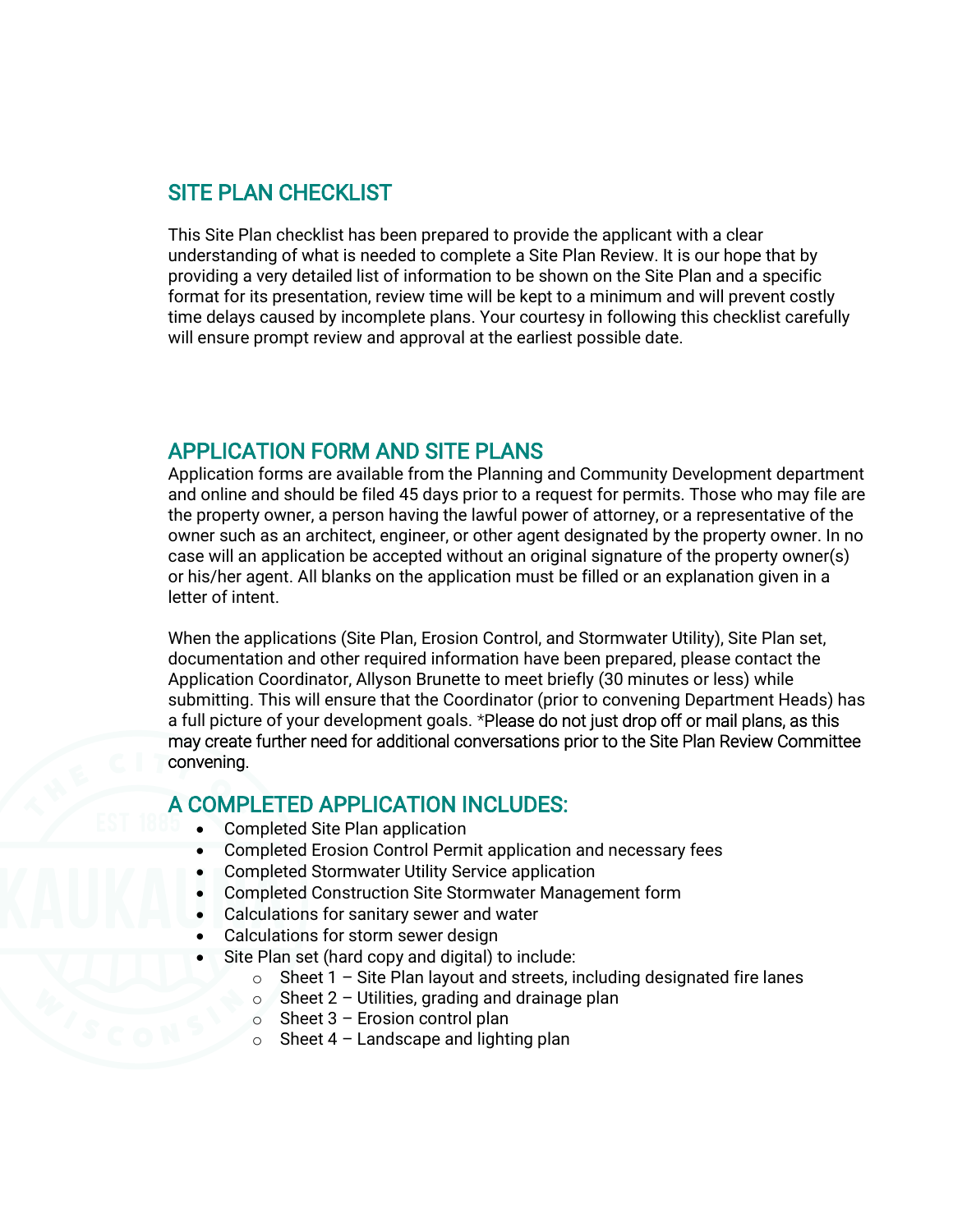## SITE PLAN CHECKLIST

This Site Plan checklist has been prepared to provide the applicant with a clear understanding of what is needed to complete a Site Plan Review. It is our hope that by providing a very detailed list of information to be shown on the Site Plan and a specific format for its presentation, review time will be kept to a minimum and will prevent costly time delays caused by incomplete plans. Your courtesy in following this checklist carefully will ensure prompt review and approval at the earliest possible date.

## APPLICATION FORM AND SITE PLANS

Application forms are available from the Planning and Community Development department and online and should be filed 45 days prior to a request for permits. Those who may file are the property owner, a person having the lawful power of attorney, or a representative of the owner such as an architect, engineer, or other agent designated by the property owner. In no case will an application be accepted without an original signature of the property owner(s) or his/her agent. All blanks on the application must be filled or an explanation given in a letter of intent.

When the applications (Site Plan, Erosion Control, and Stormwater Utility), Site Plan set, documentation and other required information have been prepared, please contact the Application Coordinator, Allyson Brunette to meet briefly (30 minutes or less) while submitting. This will ensure that the Coordinator (prior to convening Department Heads) has a full picture of your development goals. *Please do not just drop off or mail plans, as this may create further need for additional conversations prior to the Site Plan Review Committee convening.

## A COMPLETED APPLICATION INCLUDES:

- Completed Site Plan application
- Completed Erosion Control Permit application and necessary fees
- Completed Stormwater Utility Service application
- Completed Construction Site Stormwater Management form
- Calculations for sanitary sewer and water
- Calculations for storm sewer design
- Site Plan set (hard copy and digital) to include:
    - Sheet 1 – Site Plan layout and streets, including designated fire lanes
    - Sheet 2 – Utilities, grading and drainage plan
    - Sheet 3 – Erosion control plan
    - Sheet 4 – Landscape and lighting plan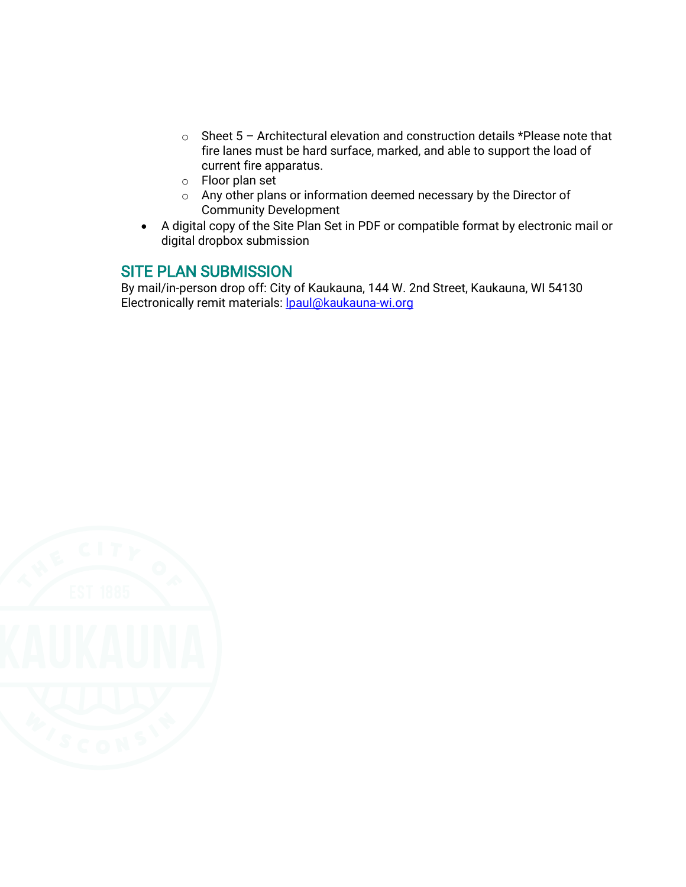- Sheet 5 – Architectural elevation and construction details *Please note that fire lanes must be hard surface, marked, and able to support the load of current fire apparatus.
  - Floor plan set
  - Any other plans or information deemed necessary by the Director of Community Development
- A digital copy of the Site Plan Set in PDF or compatible format by electronic mail or digital dropbox submission

## SITE PLAN SUBMISSION

By mail/in-person drop off: City of Kaukauna, 144 W. 2nd Street, Kaukauna, WI 54130
Electronically remit materials: lpaul@kaukauna-wi.org